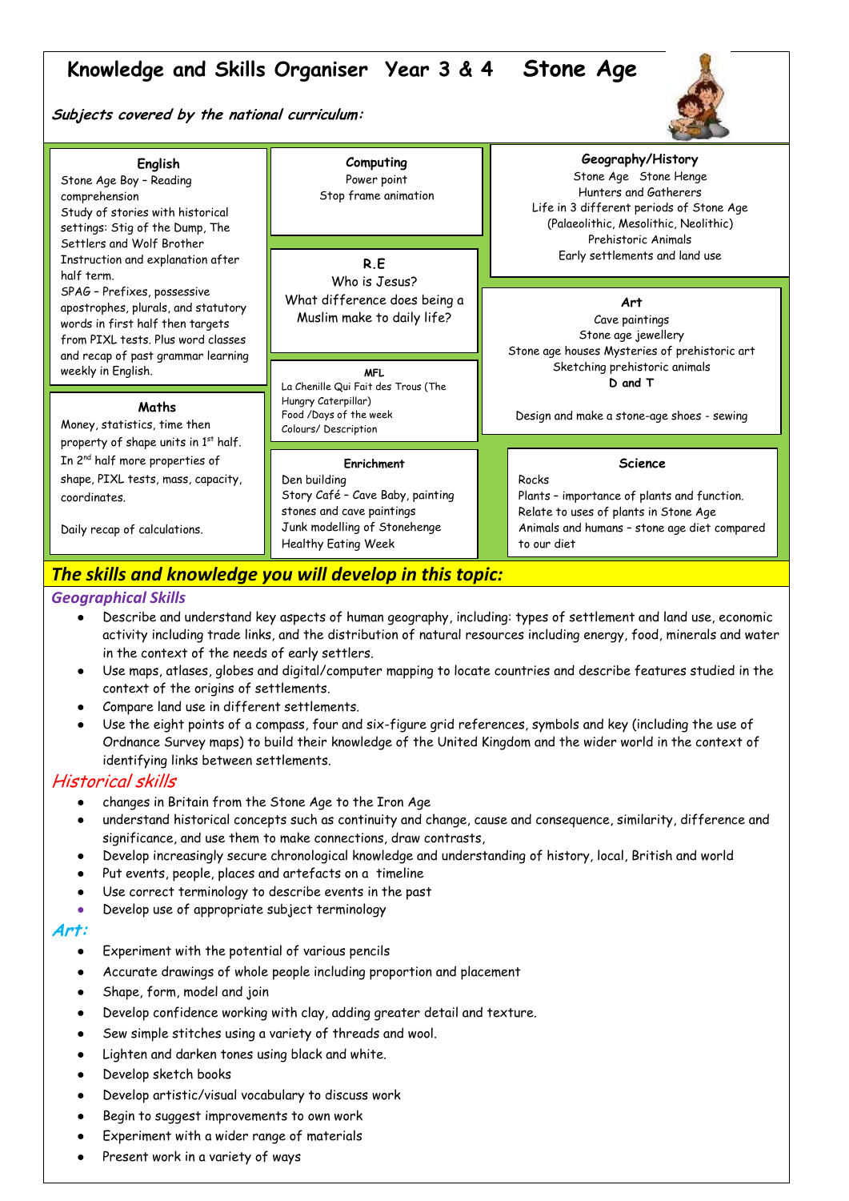# Knowledge and Skills Organiser Year 3 & 4 Stone Age

***Subjects covered by the national curriculum:***

### English
Stone Age Boy – Reading comprehension
Study of stories with historical settings: Stig of the Dump, The Settlers and Wolf Brother
Instruction and explanation after half term.
SPAG – Prefixes, possessive apostrophes, plurals, and statutory words in first half then targets from PIXL tests. Plus word classes and recap of past grammar learning weekly in English.

### Maths
Money, statistics, time then property of shape units in 1st half.
In 2nd half more properties of shape, PIXL tests, mass, capacity, coordinates.

Daily recap of calculations.

### Computing
Power point
Stop frame animation

### R.E
Who is Jesus?
What difference does being a Muslim make to daily life?

### MFL
La Chenille Qui Fait des Trous (The Hungry Caterpillar)
Food /Days of the week
Colours/ Description

### Enrichment
Den building
Story Café – Cave Baby, painting stones and cave paintings
Junk modelling of Stonehenge
Healthy Eating Week

### Geography/History
Stone Age Stone Henge
Hunters and Gatherers
Life in 3 different periods of Stone Age (Palaeolithic, Mesolithic, Neolithic)
Prehistoric Animals
Early settlements and land use

### Art
Cave paintings
Stone age jewellery
Stone age houses Mysteries of prehistoric art
Sketching prehistoric animals

**D and T**

Design and make a stone-age shoes - sewing

### Science
Rocks
Plants – importance of plants and function.
Relate to uses of plants in Stone Age
Animals and humans – stone age diet compared to our diet

## *The skills and knowledge you will develop in this topic:*

### *Geographical Skills*

- Describe and understand key aspects of human geography, including: types of settlement and land use, economic activity including trade links, and the distribution of natural resources including energy, food, minerals and water in the context of the needs of early settlers.
- Use maps, atlases, globes and digital/computer mapping to locate countries and describe features studied in the context of the origins of settlements.
- Compare land use in different settlements.
- Use the eight points of a compass, four and six-figure grid references, symbols and key (including the use of Ordnance Survey maps) to build their knowledge of the United Kingdom and the wider world in the context of identifying links between settlements.

### *Historical skills*

- changes in Britain from the Stone Age to the Iron Age
- understand historical concepts such as continuity and change, cause and consequence, similarity, difference and significance, and use them to make connections, draw contrasts,
- Develop increasingly secure chronological knowledge and understanding of history, local, British and world
- Put events, people, places and artefacts on a timeline
- Use correct terminology to describe events in the past
- Develop use of appropriate subject terminology

### *Art:*

- Experiment with the potential of various pencils
- Accurate drawings of whole people including proportion and placement
- Shape, form, model and join
- Develop confidence working with clay, adding greater detail and texture.
- Sew simple stitches using a variety of threads and wool.
- Lighten and darken tones using black and white.
- Develop sketch books
- Develop artistic/visual vocabulary to discuss work
- Begin to suggest improvements to own work
- Experiment with a wider range of materials
- Present work in a variety of ways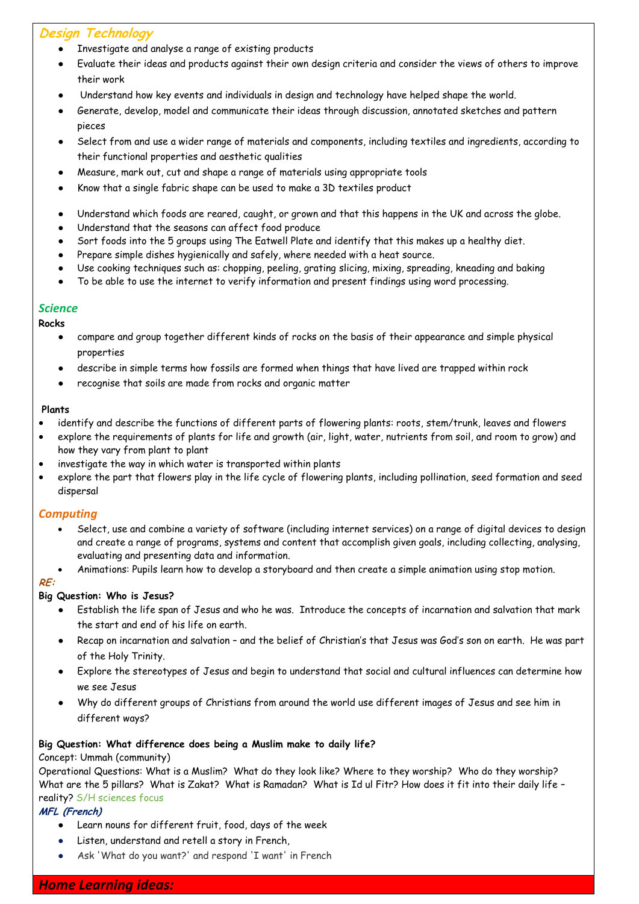## *Design Technology*

- Investigate and analyse a range of existing products
- Evaluate their ideas and products against their own design criteria and consider the views of others to improve their work
- Understand how key events and individuals in design and technology have helped shape the world.
- Generate, develop, model and communicate their ideas through discussion, annotated sketches and pattern pieces
- Select from and use a wider range of materials and components, including textiles and ingredients, according to their functional properties and aesthetic qualities
- Measure, mark out, cut and shape a range of materials using appropriate tools
- Know that a single fabric shape can be used to make a 3D textiles product

- Understand which foods are reared, caught, or grown and that this happens in the UK and across the globe.
- Understand that the seasons can affect food produce
- Sort foods into the 5 groups using The Eatwell Plate and identify that this makes up a healthy diet.
- Prepare simple dishes hygienically and safely, where needed with a heat source.
- Use cooking techniques such as: chopping, peeling, grating slicing, mixing, spreading, kneading and baking
- To be able to use the internet to verify information and present findings using word processing.

## *Science*

**Rocks**

- compare and group together different kinds of rocks on the basis of their appearance and simple physical properties
- describe in simple terms how fossils are formed when things that have lived are trapped within rock
- recognise that soils are made from rocks and organic matter

**Plants**

- identify and describe the functions of different parts of flowering plants: roots, stem/trunk, leaves and flowers
- explore the requirements of plants for life and growth (air, light, water, nutrients from soil, and room to grow) and how they vary from plant to plant
- investigate the way in which water is transported within plants
- explore the part that flowers play in the life cycle of flowering plants, including pollination, seed formation and seed dispersal

## *Computing*

- Select, use and combine a variety of software (including internet services) on a range of digital devices to design and create a range of programs, systems and content that accomplish given goals, including collecting, analysing, evaluating and presenting data and information.
- Animations: Pupils learn how to develop a storyboard and then create a simple animation using stop motion.

## *RE:*

**Big Question: Who is Jesus?**

- Establish the life span of Jesus and who he was. Introduce the concepts of incarnation and salvation that mark the start and end of his life on earth.
- Recap on incarnation and salvation – and the belief of Christian's that Jesus was God's son on earth. He was part of the Holy Trinity.
- Explore the stereotypes of Jesus and begin to understand that social and cultural influences can determine how we see Jesus
- Why do different groups of Christians from around the world use different images of Jesus and see him in different ways?

**Big Question: What difference does being a Muslim make to daily life?**

Concept: Ummah (community)

Operational Questions: What is a Muslim? What do they look like? Where to they worship? Who do they worship? What are the 5 pillars? What is Zakat? What is Ramadan? What is Id ul Fitr? How does it fit into their daily life – reality? S/H sciences focus

## *MFL (French)*

- Learn nouns for different fruit, food, days of the week
- Listen, understand and retell a story in French,
- Ask 'What do you want?' and respond 'I want' in French

## *Home Learning ideas:*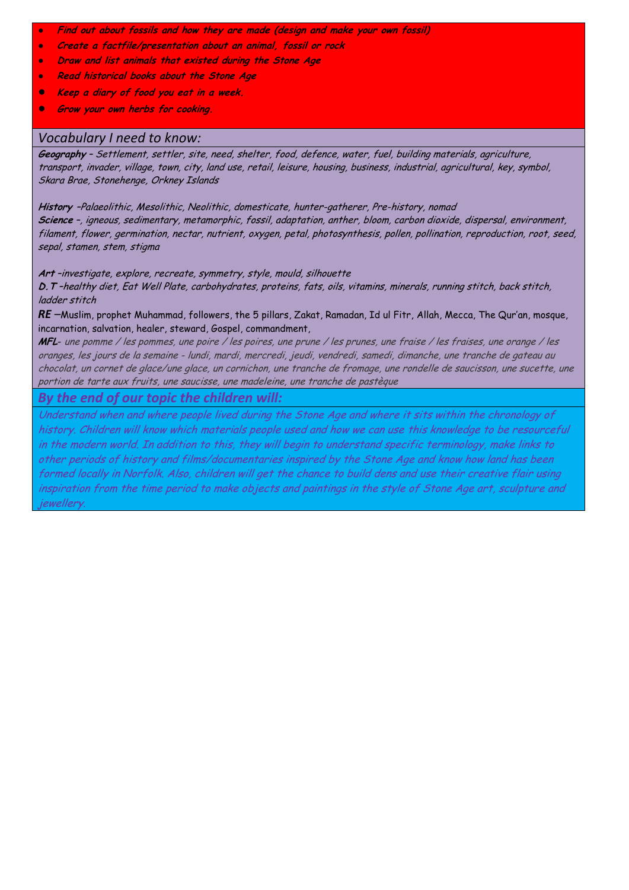- ***Find out about fossils and how they are made (design and make your own fossil)***
- ***Create a factfile/presentation about an animal, fossil or rock***
- ***Draw and list animals that existed during the Stone Age***
- ***Read historical books about the Stone Age***
- ***Keep a diary of food you eat in a week.***
- ***Grow your own herbs for cooking.***

## *Vocabulary I need to know:*

***Geography*** *– Settlement, settler, site, need, shelter, food, defence, water, fuel, building materials, agriculture, transport, invader, village, town, city, land use, retail, leisure, housing, business, industrial, agricultural, key, symbol, Skara Brae, Stonehenge, Orkney Islands*

***History*** *–Palaeolithic, Mesolithic, Neolithic, domesticate, hunter-gatherer, Pre-history, nomad*

***Science*** *–, igneous, sedimentary, metamorphic, fossil, adaptation, anther, bloom, carbon dioxide, dispersal, environment, filament, flower, germination, nectar, nutrient, oxygen, petal, photosynthesis, pollen, pollination, reproduction, root, seed, sepal, stamen, stem, stigma*

***Art*** *–investigate, explore, recreate, symmetry, style, mould, silhouette*

***D.T*** *–healthy diet, Eat Well Plate, carbohydrates, proteins, fats, oils, vitamins, minerals, running stitch, back stitch, ladder stitch*

***RE*** –Muslim, prophet Muhammad, followers, the 5 pillars, Zakat, Ramadan, Id ul Fitr, Allah, Mecca, The Qur'an, mosque, incarnation, salvation, healer, steward, Gospel, commandment,

***MFL****- une pomme / les pommes, une poire / les poires, une prune / les prunes, une fraise / les fraises, une orange / les oranges, les jours de la semaine - lundi, mardi, mercredi, jeudi, vendredi, samedi, dimanche, une tranche de gateau au chocolat, un cornet de glace/une glace, un cornichon, une tranche de fromage, une rondelle de saucisson, une sucette, une portion de tarte aux fruits, une saucisse, une madeleine, une tranche de pastèque*

## *By the end of our topic the children will:*

*Understand when and where people lived during the Stone Age and where it sits within the chronology of history. Children will know which materials people used and how we can use this knowledge to be resourceful in the modern world. In addition to this, they will begin to understand specific terminology, make links to other periods of history and films/documentaries inspired by the Stone Age and know how land has been formed locally in Norfolk. Also, children will get the chance to build dens and use their creative flair using inspiration from the time period to make objects and paintings in the style of Stone Age art, sculpture and jewellery.*